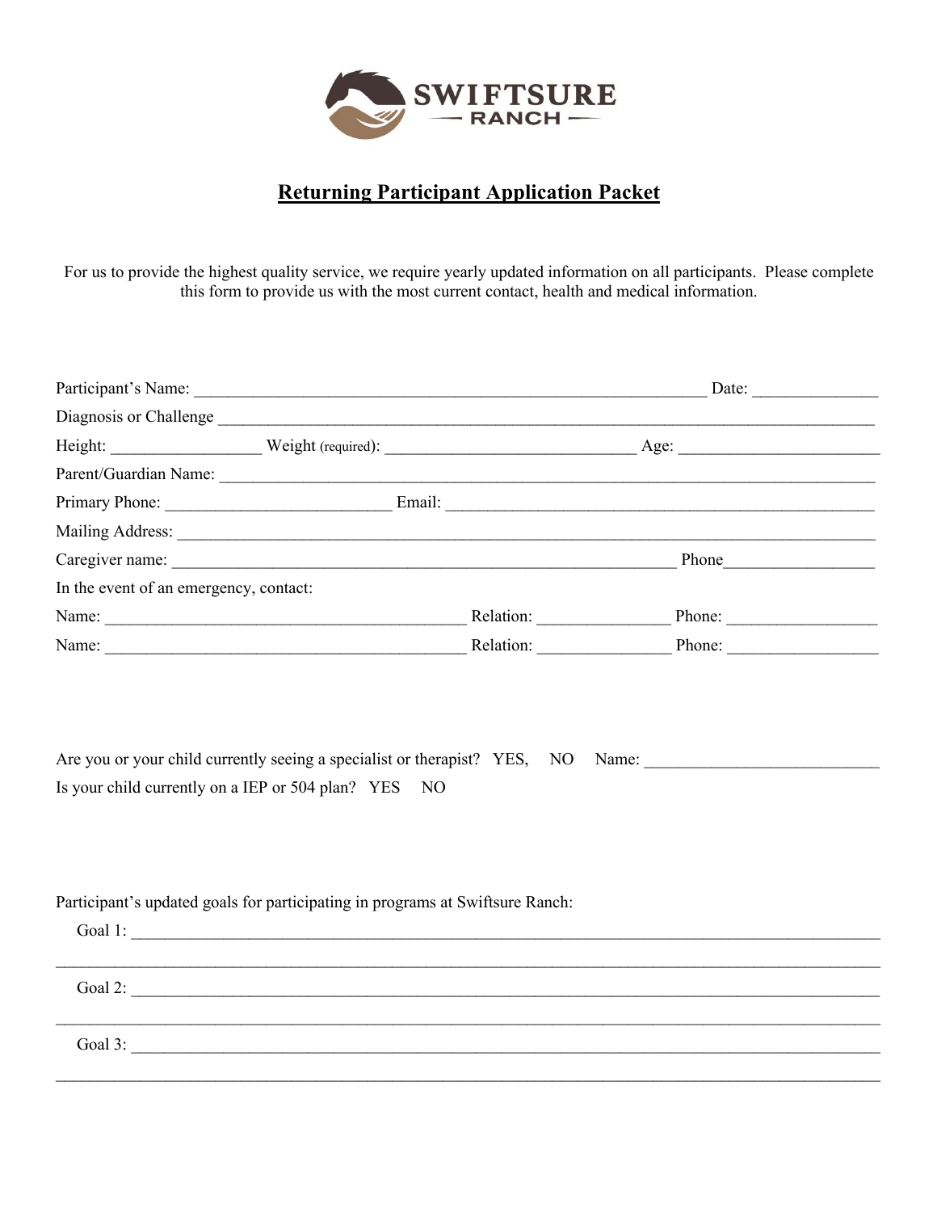SWIFTSURE
— RANCH —

# Returning Participant Application Packet

For us to provide the highest quality service, we require yearly updated information on all participants. Please complete this form to provide us with the most current contact, health and medical information.

Participant's Name: ______________________________________________________________ Date: _______________

Diagnosis or Challenge ____________________________________________________________________________

Height: _________________ Weight (required): _____________________________ Age: _______________________

Parent/Guardian Name: ____________________________________________________________________________

Primary Phone: __________________________ Email: ____________________________________________________

Mailing Address: _________________________________________________________________________________

Caregiver name: ___________________________________________________________ Phone_________________

In the event of an emergency, contact:

Name: ___________________________________________ Relation: _______________ Phone: _________________

Name: ___________________________________________ Relation: _______________ Phone: _________________

Are you or your child currently seeing a specialist or therapist? YES, NO Name: ___________________________

Is your child currently on a IEP or 504 plan? YES NO

Participant's updated goals for participating in programs at Swiftsure Ranch:

Goal 1: ______________________________________________________________________________________

______________________________________________________________________________________________

Goal 2: ______________________________________________________________________________________

______________________________________________________________________________________________

Goal 3: ______________________________________________________________________________________

______________________________________________________________________________________________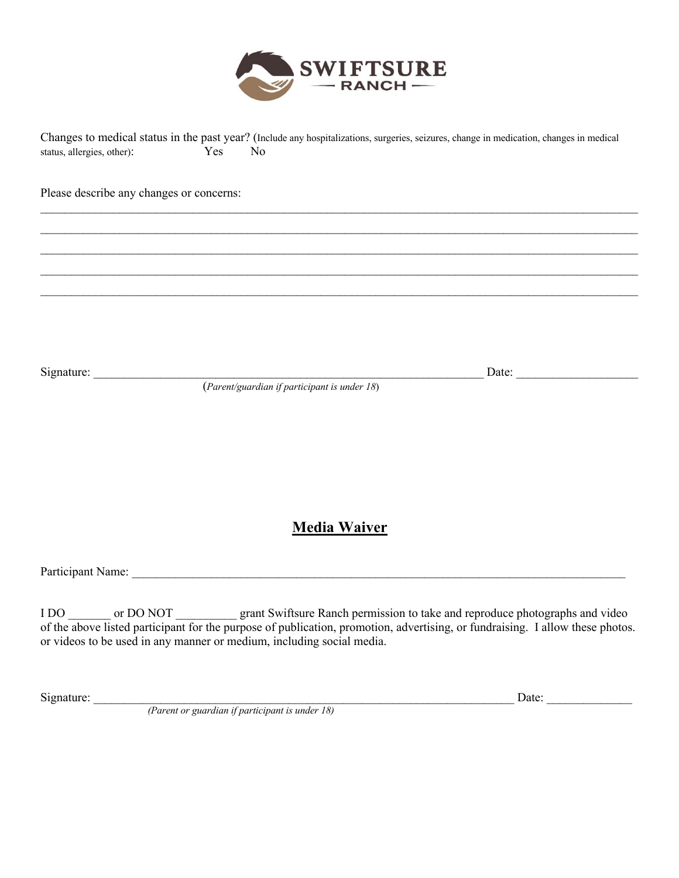Changes to medical status in the past year? (Include any hospitalizations, surgeries, seizures, change in medication, changes in medical status, allergies, other): Yes No

Please describe any changes or concerns:

______________________________________________________________________________________

______________________________________________________________________________________

______________________________________________________________________________________

______________________________________________________________________________________

______________________________________________________________________________________

Signature: ________________________________________________________ Date: __________________

(*Parent/guardian if participant is under 18*)

## Media Waiver

Participant Name: ________________________________________________________________________

I DO _______ or DO NOT __________ grant Swiftsure Ranch permission to take and reproduce photographs and video of the above listed participant for the purpose of publication, promotion, advertising, or fundraising. I allow these photos. or videos to be used in any manner or medium, including social media.

Signature: ______________________________________________________________ Date: _____________

*(Parent or guardian if participant is under 18)*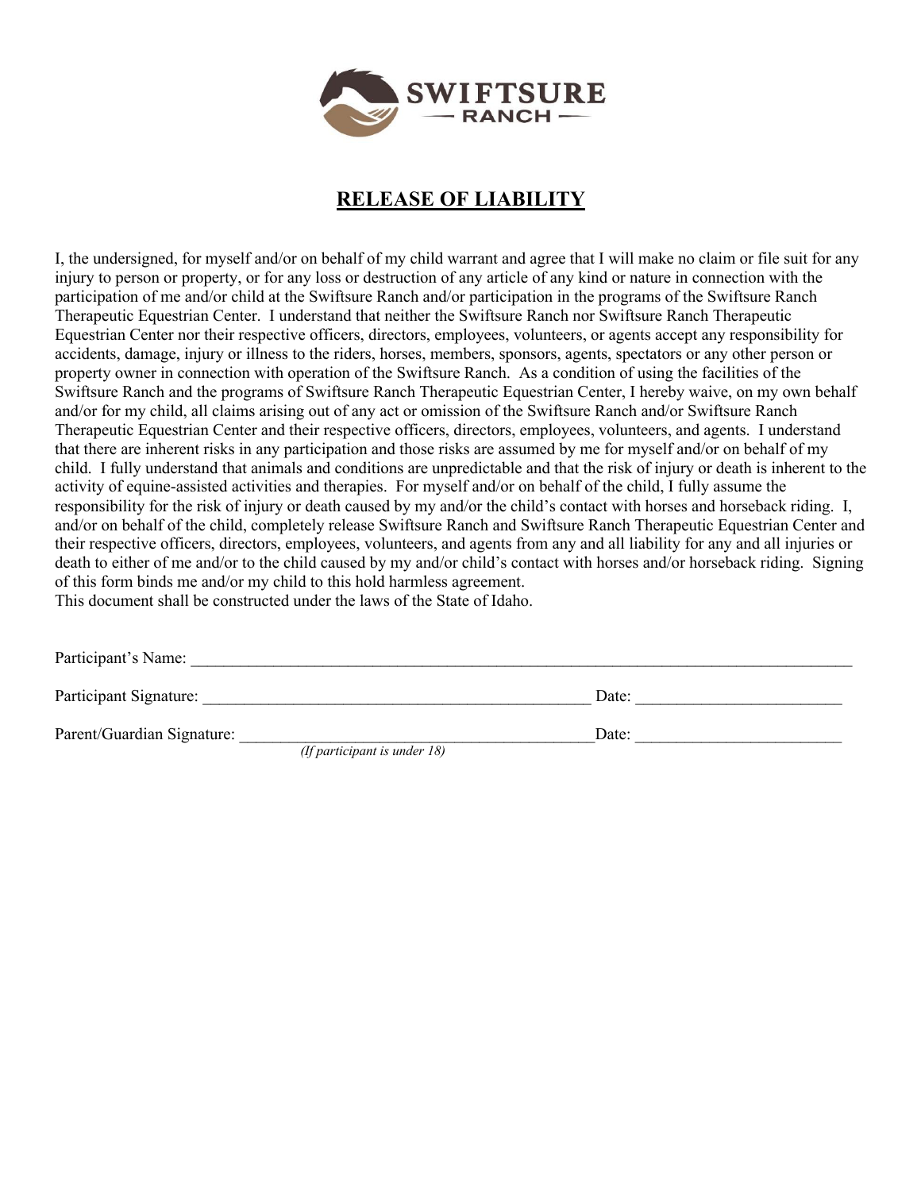# RELEASE OF LIABILITY

I, the undersigned, for myself and/or on behalf of my child warrant and agree that I will make no claim or file suit for any injury to person or property, or for any loss or destruction of any article of any kind or nature in connection with the participation of me and/or child at the Swiftsure Ranch and/or participation in the programs of the Swiftsure Ranch Therapeutic Equestrian Center. I understand that neither the Swiftsure Ranch nor Swiftsure Ranch Therapeutic Equestrian Center nor their respective officers, directors, employees, volunteers, or agents accept any responsibility for accidents, damage, injury or illness to the riders, horses, members, sponsors, agents, spectators or any other person or property owner in connection with operation of the Swiftsure Ranch. As a condition of using the facilities of the Swiftsure Ranch and the programs of Swiftsure Ranch Therapeutic Equestrian Center, I hereby waive, on my own behalf and/or for my child, all claims arising out of any act or omission of the Swiftsure Ranch and/or Swiftsure Ranch Therapeutic Equestrian Center and their respective officers, directors, employees, volunteers, and agents. I understand that there are inherent risks in any participation and those risks are assumed by me for myself and/or on behalf of my child. I fully understand that animals and conditions are unpredictable and that the risk of injury or death is inherent to the activity of equine-assisted activities and therapies. For myself and/or on behalf of the child, I fully assume the responsibility for the risk of injury or death caused by my and/or the child's contact with horses and horseback riding. I, and/or on behalf of the child, completely release Swiftsure Ranch and Swiftsure Ranch Therapeutic Equestrian Center and their respective officers, directors, employees, volunteers, and agents from any and all liability for any and all injuries or death to either of me and/or to the child caused by my and/or child's contact with horses and/or horseback riding. Signing of this form binds me and/or my child to this hold harmless agreement.
This document shall be constructed under the laws of the State of Idaho.

Participant's Name: ___________________________________________________________________________

Participant Signature: ____________________________________________ Date: ______________________

Parent/Guardian Signature: _______________________________________Date: ______________________
*(If participant is under 18)*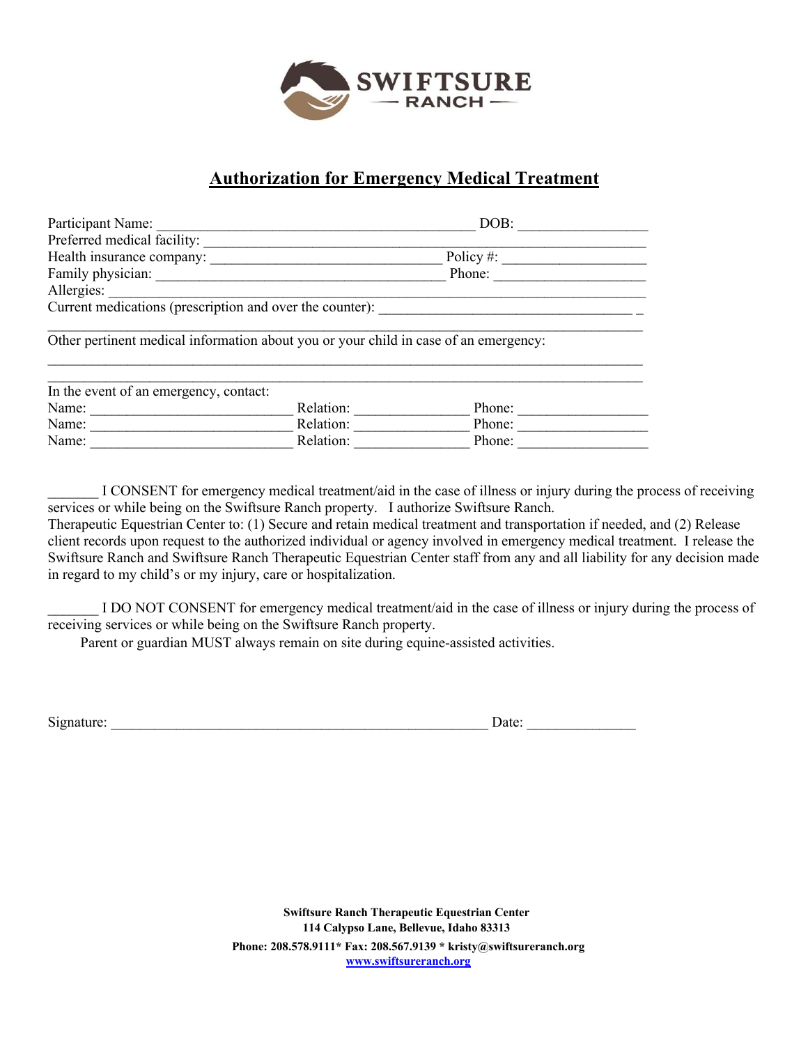SWIFTSURE — RANCH —

# Authorization for Emergency Medical Treatment

Participant Name: ___________________________________________ DOB: _________________

Preferred medical facility: ____________________________________________________________

Health insurance company: _______________________________ Policy #: ___________________

Family physician: _______________________________________ Phone: ____________________

Allergies: _____________________________________________________________________________

Current medications (prescription and over the counter): __________________________________ _

________________________________________________________________________________

Other pertinent medical information about you or your child in case of an emergency:

________________________________________________________________________________

________________________________________________________________________________

In the event of an emergency, contact:

Name: ___________________________ Relation: _______________ Phone: _________________

Name: ___________________________ Relation: _______________ Phone: _________________

Name: ___________________________ Relation: _______________ Phone: _________________

_______ I CONSENT for emergency medical treatment/aid in the case of illness or injury during the process of receiving services or while being on the Swiftsure Ranch property. I authorize Swiftsure Ranch. Therapeutic Equestrian Center to: (1) Secure and retain medical treatment and transportation if needed, and (2) Release client records upon request to the authorized individual or agency involved in emergency medical treatment. I release the Swiftsure Ranch and Swiftsure Ranch Therapeutic Equestrian Center staff from any and all liability for any decision made in regard to my child's or my injury, care or hospitalization.

_______ I DO NOT CONSENT for emergency medical treatment/aid in the case of illness or injury during the process of receiving services or while being on the Swiftsure Ranch property.

Parent or guardian MUST always remain on site during equine-assisted activities.

Signature: ____________________________________________________ Date: ______________

**Swiftsure Ranch Therapeutic Equestrian Center**
**114 Calypso Lane, Bellevue, Idaho 83313**
**Phone: 208.578.9111* Fax: 208.567.9139 * kristy@swiftsureranch.org**
**www.swiftsureranch.org**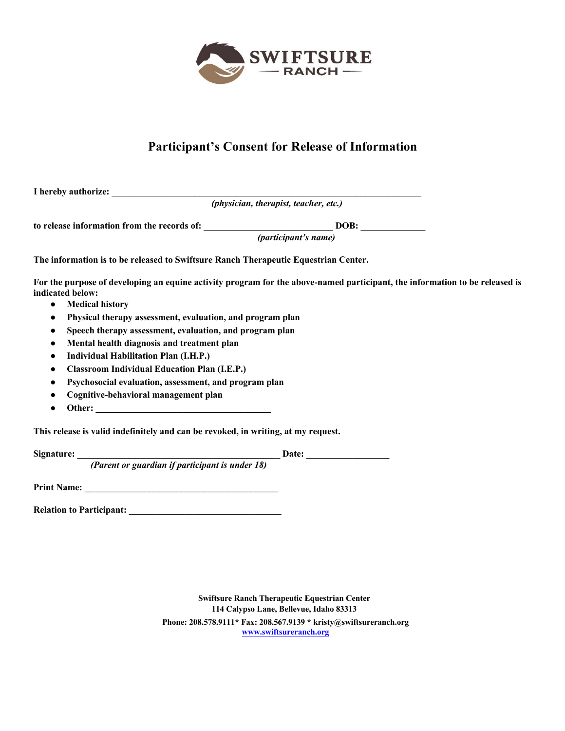SWIFTSURE
— RANCH —

# Participant's Consent for Release of Information

**I hereby authorize: ______________________________________________________________**
***(physician, therapist, teacher, etc.)***

**to release information from the records of: ___________________________ DOB: _____________**
***(participant's name)***

**The information is to be released to Swiftsure Ranch Therapeutic Equestrian Center.**

**For the purpose of developing an equine activity program for the above-named participant, the information to be released is indicated below:**

- **Medical history**
- **Physical therapy assessment, evaluation, and program plan**
- **Speech therapy assessment, evaluation, and program plan**
- **Mental health diagnosis and treatment plan**
- **Individual Habilitation Plan (I.H.P.)**
- **Classroom Individual Education Plan (I.E.P.)**
- **Psychosocial evaluation, assessment, and program plan**
- **Cognitive-behavioral management plan**
- **Other: ____________________________________**

**This release is valid indefinitely and can be revoked, in writing, at my request.**

**Signature: __________________________________________ Date: _________________**
***(Parent or guardian if participant is under 18)***

**Print Name: ________________________________________**

**Relation to Participant: ________________________________**

**Swiftsure Ranch Therapeutic Equestrian Center**
**114 Calypso Lane, Bellevue, Idaho 83313**
**Phone: 208.578.9111* Fax: 208.567.9139 * kristy@swiftsureranch.org**
**www.swiftsureranch.org**